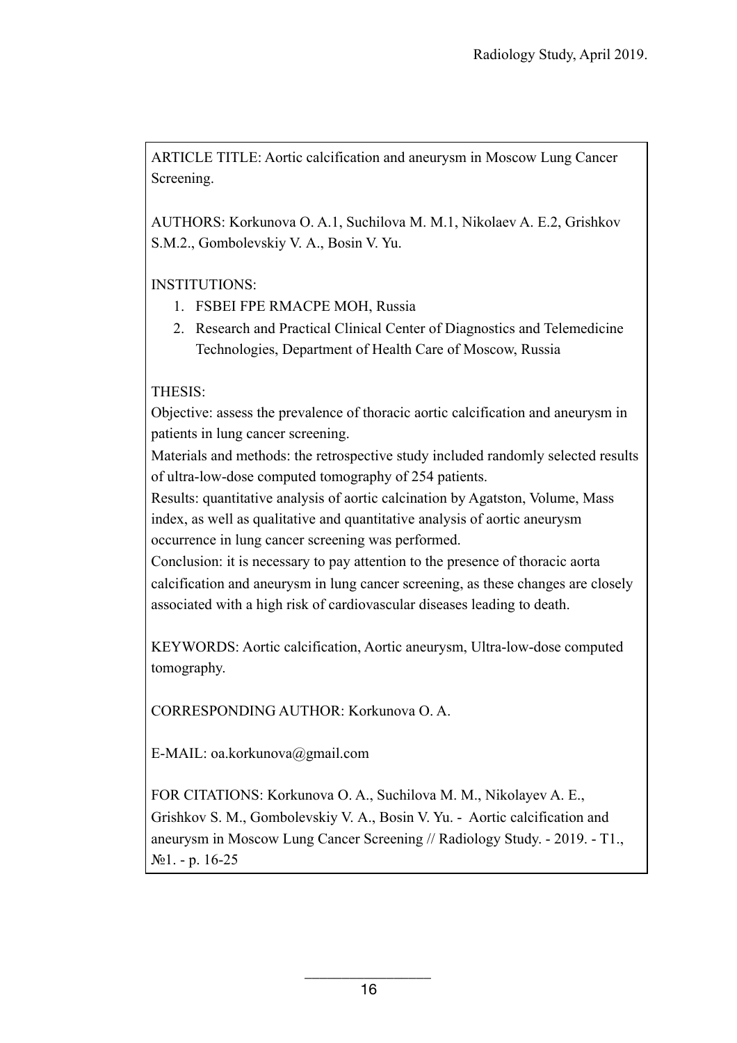ARTICLE TITLE: Aortic calcification and aneurysm in Moscow Lung Cancer Screening.

AUTHORS: Korkunova O. A.[1], Suchilova M. M.[1], Nikolaev A. E.[2], Grishkov S.M.[2], Gombolevskiy V. A., Bosin V. Yu.

INSTITUTIONS:

1. FSBEI FPE RMACPE MOH, Russia
2. Research and Practical Clinical Center of Diagnostics and Telemedicine Technologies, Department of Health Care of Moscow, Russia

THESIS:

Objective: assess the prevalence of thoracic aortic calcification and aneurysm in patients in lung cancer screening.

Materials and methods: the retrospective study included randomly selected results of ultra-low-dose computed tomography of 254 patients.

Results: quantitative analysis of aortic calcination by Agatston, Volume, Mass index, as well as qualitative and quantitative analysis of aortic aneurysm occurrence in lung cancer screening was performed.

Conclusion: it is necessary to pay attention to the presence of thoracic aorta calcification and aneurysm in lung cancer screening, as these changes are closely associated with a high risk of cardiovascular diseases leading to death.

KEYWORDS: Aortic calcification, Aortic aneurysm, Ultra-low-dose computed tomography.

CORRESPONDING AUTHOR: Korkunova O. A.

E-MAIL: oa.korkunova@gmail.com

FOR CITATIONS: Korkunova O. A., Suchilova M. M., Nikolayev A. E., Grishkov S. M., Gombolevskiy V. A., Bosin V. Yu. - Aortic calcification and aneurysm in Moscow Lung Cancer Screening // Radiology Study. - 2019. - T1., №1. - p. 16-25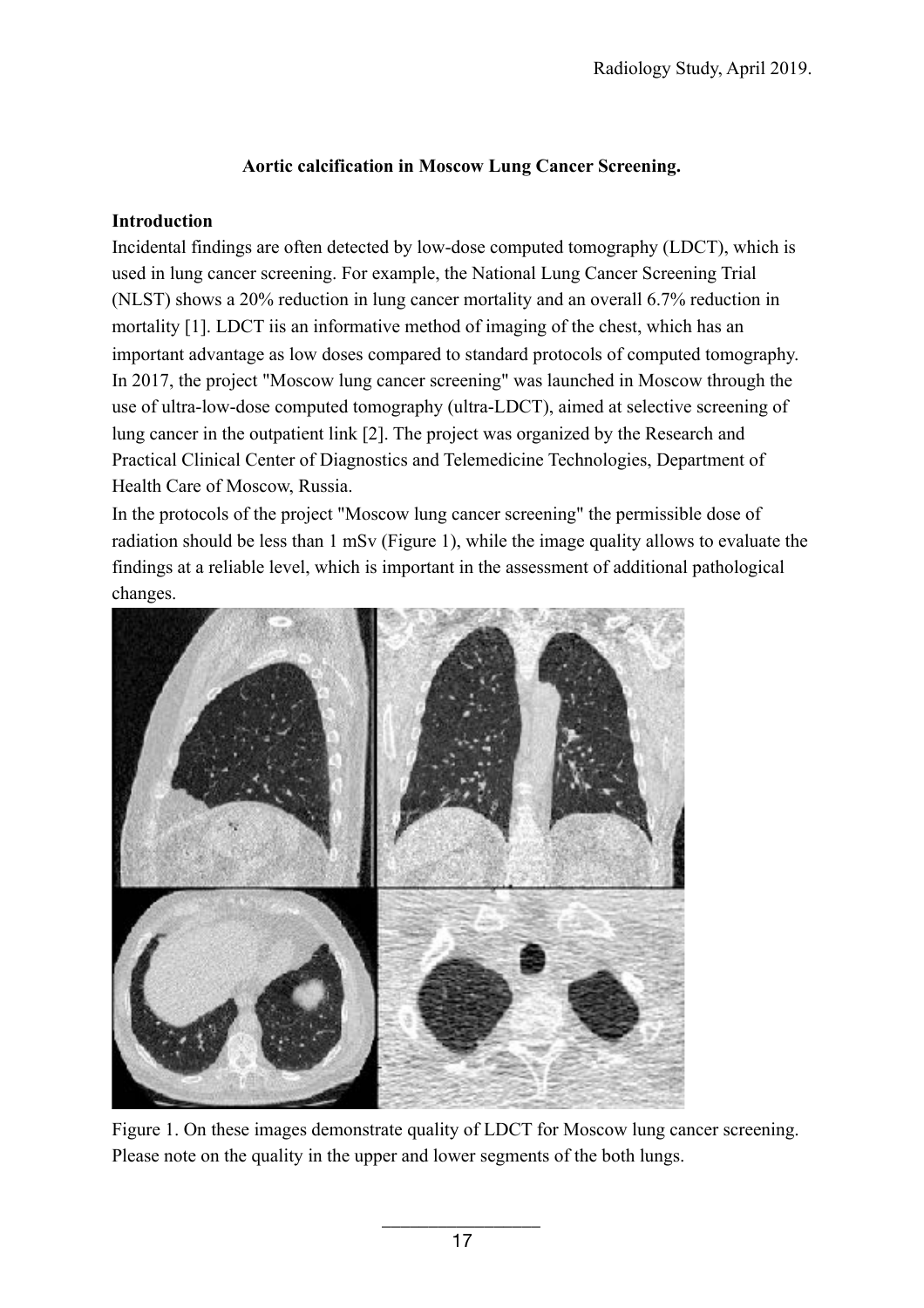**Aortic calcification in Moscow Lung Cancer Screening.**

**Introduction**

Incidental findings are often detected by low-dose computed tomography (LDCT), which is used in lung cancer screening. For example, the National Lung Cancer Screening Trial (NLST) shows a 20% reduction in lung cancer mortality and an overall 6.7% reduction in mortality [1]. LDCT iis an informative method of imaging of the chest, which has an important advantage as low doses compared to standard protocols of computed tomography. In 2017, the project "Moscow lung cancer screening" was launched in Moscow through the use of ultra-low-dose computed tomography (ultra-LDCT), aimed at selective screening of lung cancer in the outpatient link [2]. The project was organized by the Research and Practical Clinical Center of Diagnostics and Telemedicine Technologies, Department of Health Care of Moscow, Russia.

In the protocols of the project "Moscow lung cancer screening" the permissible dose of radiation should be less than 1 mSv (Figure 1), while the image quality allows to evaluate the findings at a reliable level, which is important in the assessment of additional pathological changes.

Figure 1. On these images demonstrate quality of LDCT for Moscow lung cancer screening. Please note on the quality in the upper and lower segments of the both lungs.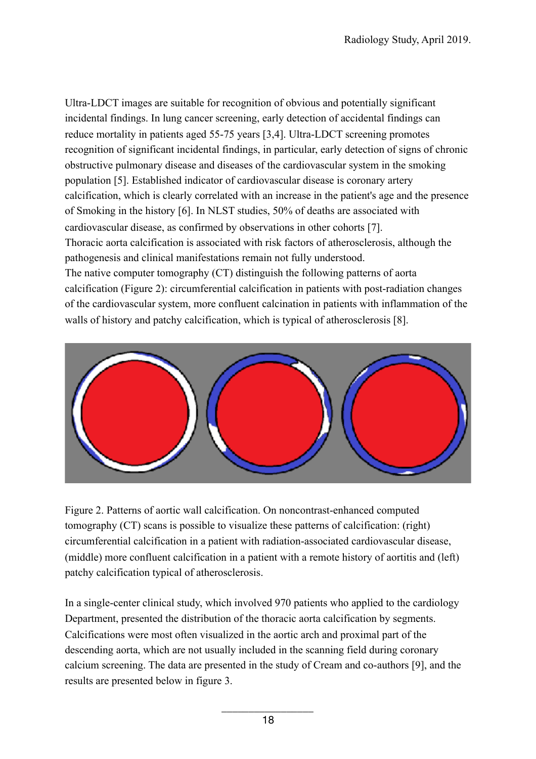Ultra-LDCT images are suitable for recognition of obvious and potentially significant incidental findings. In lung cancer screening, early detection of accidental findings can reduce mortality in patients aged 55-75 years [3,4]. Ultra-LDCT screening promotes recognition of significant incidental findings, in particular, early detection of signs of chronic obstructive pulmonary disease and diseases of the cardiovascular system in the smoking population [5]. Established indicator of cardiovascular disease is coronary artery calcification, which is clearly correlated with an increase in the patient's age and the presence of Smoking in the history [6]. In NLST studies, 50% of deaths are associated with cardiovascular disease, as confirmed by observations in other cohorts [7].
Thoracic aorta calcification is associated with risk factors of atherosclerosis, although the pathogenesis and clinical manifestations remain not fully understood.
The native computer tomography (CT) distinguish the following patterns of aorta calcification (Figure 2): circumferential calcification in patients with post-radiation changes of the cardiovascular system, more confluent calcination in patients with inflammation of the walls of history and patchy calcification, which is typical of atherosclerosis [8].

Figure 2. Patterns of aortic wall calcification. On noncontrast-enhanced computed tomography (CT) scans is possible to visualize these patterns of calcification: (right) circumferential calcification in a patient with radiation-associated cardiovascular disease, (middle) more confluent calcification in a patient with a remote history of aortitis and (left) patchy calcification typical of atherosclerosis.

In a single-center clinical study, which involved 970 patients who applied to the cardiology Department, presented the distribution of the thoracic aorta calcification by segments. Calcifications were most often visualized in the aortic arch and proximal part of the descending aorta, which are not usually included in the scanning field during coronary calcium screening. The data are presented in the study of Cream and co-authors [9], and the results are presented below in figure 3.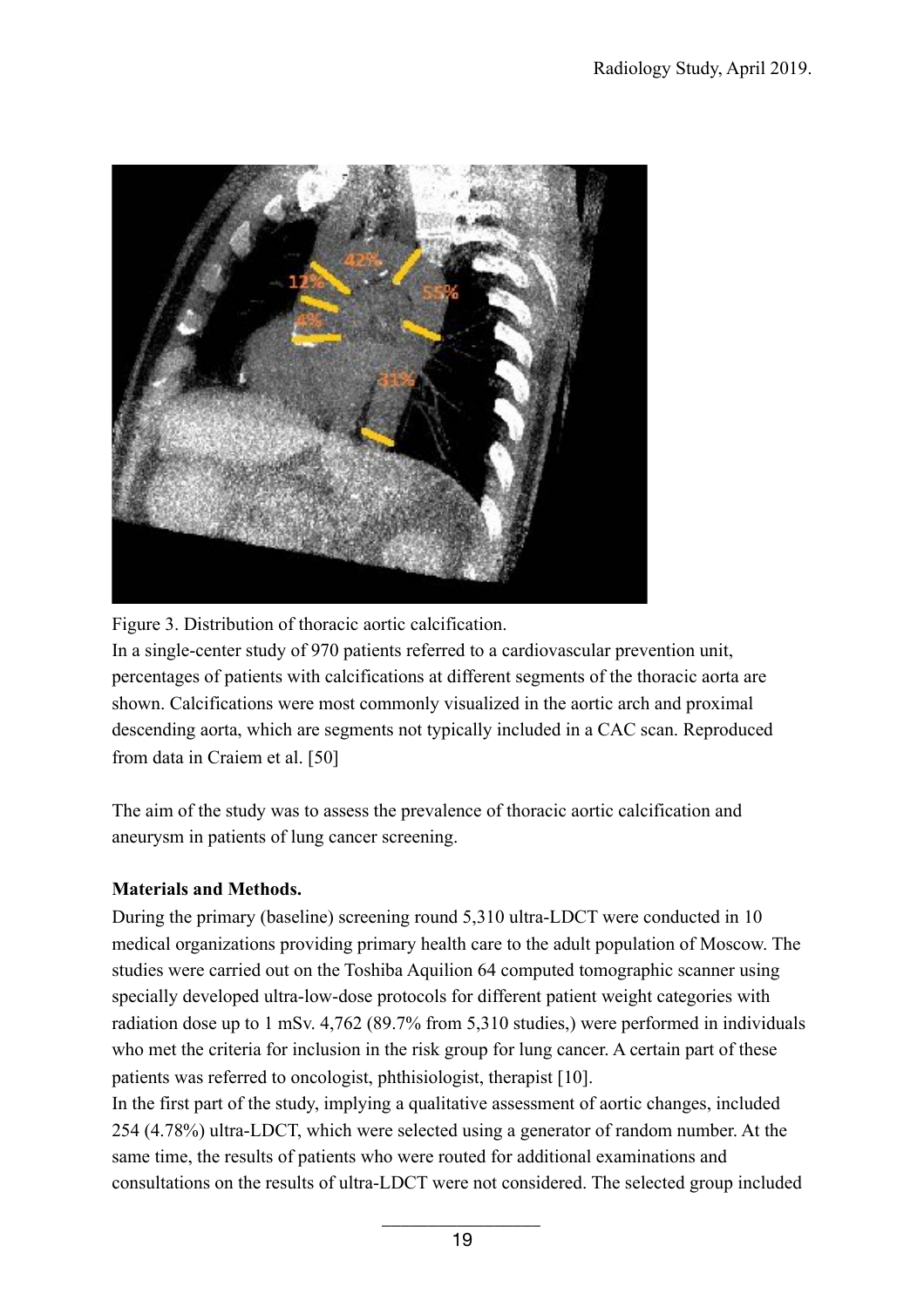Figure 3. Distribution of thoracic aortic calcification.

In a single-center study of 970 patients referred to a cardiovascular prevention unit, percentages of patients with calcifications at different segments of the thoracic aorta are shown. Calcifications were most commonly visualized in the aortic arch and proximal descending aorta, which are segments not typically included in a CAC scan. Reproduced from data in Craiem et al. [50]

The aim of the study was to assess the prevalence of thoracic aortic calcification and aneurysm in patients of lung cancer screening.

**Materials and Methods.**

During the primary (baseline) screening round 5,310 ultra-LDCT were conducted in 10 medical organizations providing primary health care to the adult population of Moscow. The studies were carried out on the Toshiba Aquilion 64 computed tomographic scanner using specially developed ultra-low-dose protocols for different patient weight categories with radiation dose up to 1 mSv. 4,762 (89.7% from 5,310 studies,) were performed in individuals who met the criteria for inclusion in the risk group for lung cancer. A certain part of these patients was referred to oncologist, phthisiologist, therapist [10].

In the first part of the study, implying a qualitative assessment of aortic changes, included 254 (4.78%) ultra-LDCT, which were selected using a generator of random number. At the same time, the results of patients who were routed for additional examinations and consultations on the results of ultra-LDCT were not considered. The selected group included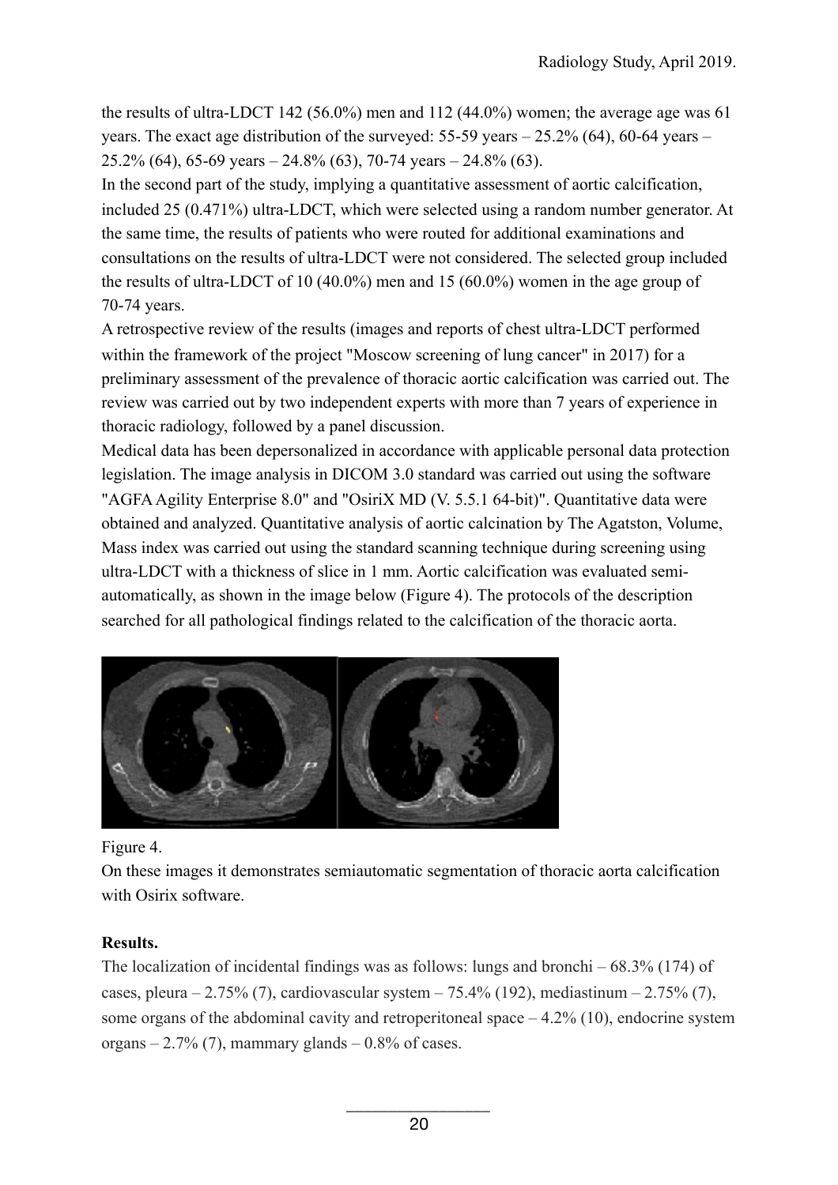the results of ultra-LDCT 142 (56.0%) men and 112 (44.0%) women; the average age was 61 years. The exact age distribution of the surveyed: 55-59 years – 25.2% (64), 60-64 years – 25.2% (64), 65-69 years – 24.8% (63), 70-74 years – 24.8% (63).

In the second part of the study, implying a quantitative assessment of aortic calcification, included 25 (0.471%) ultra-LDCT, which were selected using a random number generator. At the same time, the results of patients who were routed for additional examinations and consultations on the results of ultra-LDCT were not considered. The selected group included the results of ultra-LDCT of 10 (40.0%) men and 15 (60.0%) women in the age group of 70-74 years.

A retrospective review of the results (images and reports of chest ultra-LDCT performed within the framework of the project "Moscow screening of lung cancer" in 2017) for a preliminary assessment of the prevalence of thoracic aortic calcification was carried out. The review was carried out by two independent experts with more than 7 years of experience in thoracic radiology, followed by a panel discussion.

Medical data has been depersonalized in accordance with applicable personal data protection legislation. The image analysis in DICOM 3.0 standard was carried out using the software "AGFA Agility Enterprise 8.0" and "OsiriX MD (V. 5.5.1 64-bit)". Quantitative data were obtained and analyzed. Quantitative analysis of aortic calcination by The Agatston, Volume, Mass index was carried out using the standard scanning technique during screening using ultra-LDCT with a thickness of slice in 1 mm. Aortic calcification was evaluated semi-automatically, as shown in the image below (Figure 4). The protocols of the description searched for all pathological findings related to the calcification of the thoracic aorta.

Figure 4.

On these images it demonstrates semiautomatic segmentation of thoracic aorta calcification with Osirix software.

**Results.**

The localization of incidental findings was as follows: lungs and bronchi – 68.3% (174) of cases, pleura – 2.75% (7), cardiovascular system – 75.4% (192), mediastinum – 2.75% (7), some organs of the abdominal cavity and retroperitoneal space – 4.2% (10), endocrine system organs – 2.7% (7), mammary glands – 0.8% of cases.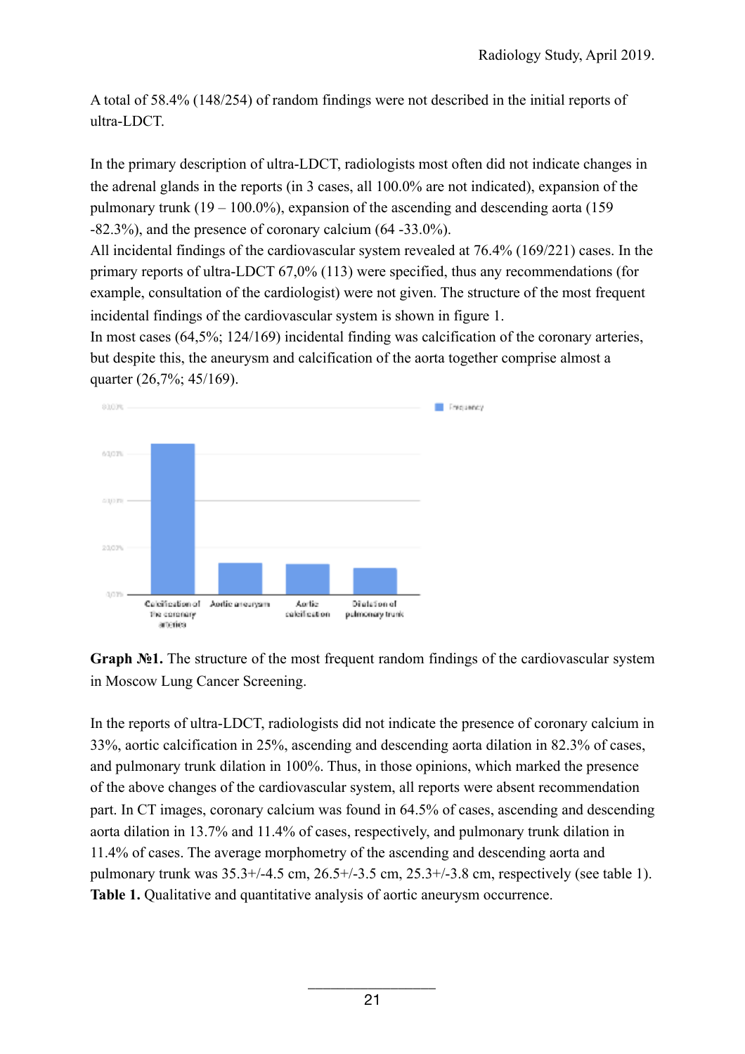A total of 58.4% (148/254) of random findings were not described in the initial reports of ultra-LDCT.

In the primary description of ultra-LDCT, radiologists most often did not indicate changes in the adrenal glands in the reports (in 3 cases, all 100.0% are not indicated), expansion of the pulmonary trunk (19 – 100.0%), expansion of the ascending and descending aorta (159 -82.3%), and the presence of coronary calcium (64 -33.0%).

All incidental findings of the cardiovascular system revealed at 76.4% (169/221) cases. In the primary reports of ultra-LDCT 67,0% (113) were specified, thus any recommendations (for example, consultation of the cardiologist) were not given. The structure of the most frequent incidental findings of the cardiovascular system is shown in figure 1.

In most cases (64,5%; 124/169) incidental finding was calcification of the coronary arteries, but despite this, the aneurysm and calcification of the aorta together comprise almost a quarter (26,7%; 45/169).

**Graph №1.** The structure of the most frequent random findings of the cardiovascular system in Moscow Lung Cancer Screening.

In the reports of ultra-LDCT, radiologists did not indicate the presence of coronary calcium in 33%, aortic calcification in 25%, ascending and descending aorta dilation in 82.3% of cases, and pulmonary trunk dilation in 100%. Thus, in those opinions, which marked the presence of the above changes of the cardiovascular system, all reports were absent recommendation part. In CT images, coronary calcium was found in 64.5% of cases, ascending and descending aorta dilation in 13.7% and 11.4% of cases, respectively, and pulmonary trunk dilation in 11.4% of cases. The average morphometry of the ascending and descending aorta and pulmonary trunk was 35.3+/-4.5 cm, 26.5+/-3.5 cm, 25.3+/-3.8 cm, respectively (see table 1).

**Table 1.** Qualitative and quantitative analysis of aortic aneurysm occurrence.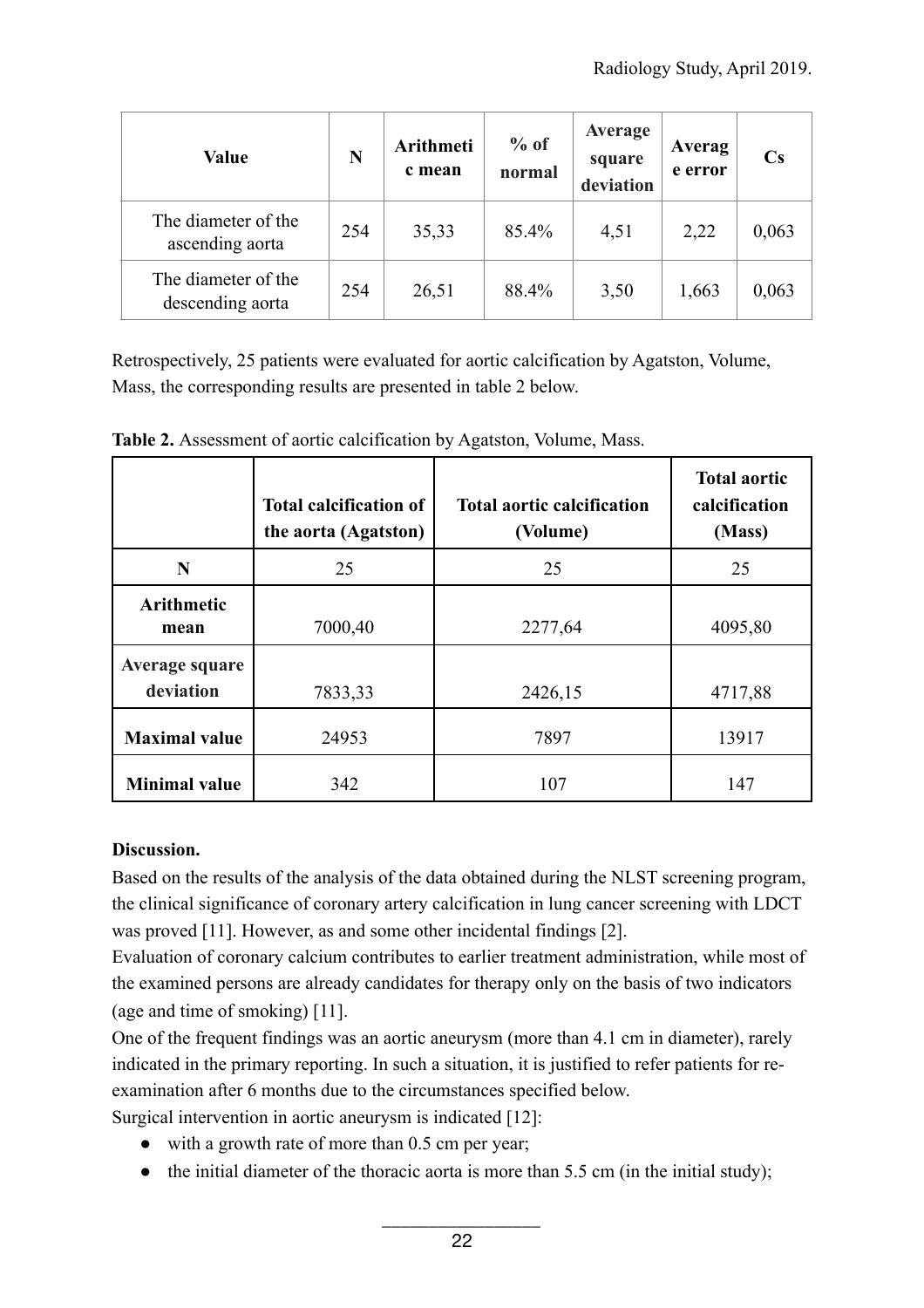| Value | N | Arithmetic mean | % of normal | Average square deviation | Average error | Cs |
|---|---|---|---|---|---|---|
| The diameter of the ascending aorta | 254 | 35,33 | 85.4% | 4,51 | 2,22 | 0,063 |
| The diameter of the descending aorta | 254 | 26,51 | 88.4% | 3,50 | 1,663 | 0,063 |

Retrospectively, 25 patients were evaluated for aortic calcification by Agatston, Volume, Mass, the corresponding results are presented in table 2 below.

**Table 2.** Assessment of aortic calcification by Agatston, Volume, Mass.

| | Total calcification of the aorta (Agatston) | Total aortic calcification (Volume) | Total aortic calcification (Mass) |
|---|---|---|---|
| **N** | 25 | 25 | 25 |
| **Arithmetic mean** | 7000,40 | 2277,64 | 4095,80 |
| **Average square deviation** | 7833,33 | 2426,15 | 4717,88 |
| **Maximal value** | 24953 | 7897 | 13917 |
| **Minimal value** | 342 | 107 | 147 |

**Discussion.**

Based on the results of the analysis of the data obtained during the NLST screening program, the clinical significance of coronary artery calcification in lung cancer screening with LDCT was proved [11]. However, as and some other incidental findings [2].

Evaluation of coronary calcium contributes to earlier treatment administration, while most of the examined persons are already candidates for therapy only on the basis of two indicators (age and time of smoking) [11].

One of the frequent findings was an aortic aneurysm (more than 4.1 cm in diameter), rarely indicated in the primary reporting. In such a situation, it is justified to refer patients for re-examination after 6 months due to the circumstances specified below.

Surgical intervention in aortic aneurysm is indicated [12]:

- with a growth rate of more than 0.5 cm per year;
- the initial diameter of the thoracic aorta is more than 5.5 cm (in the initial study);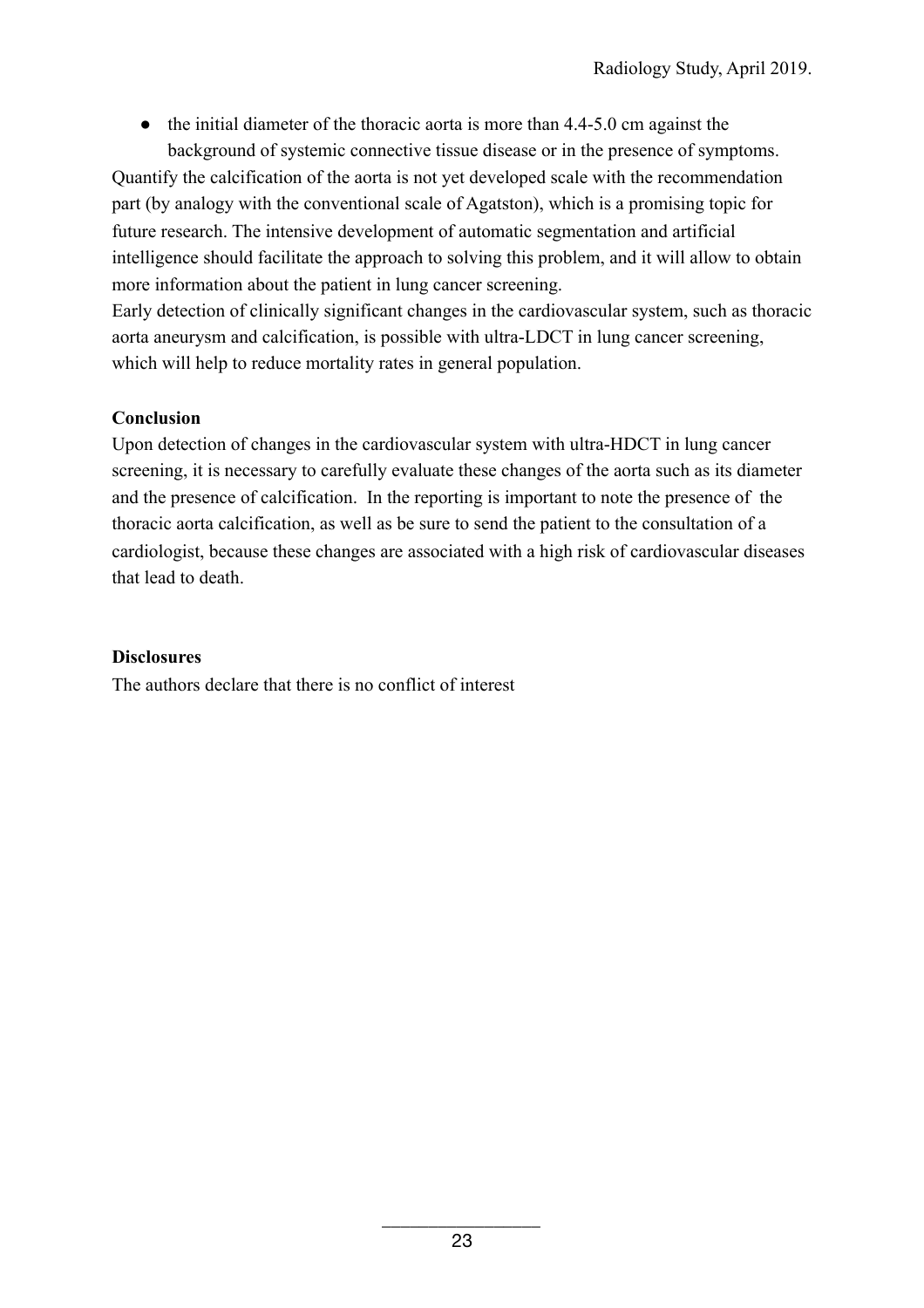- the initial diameter of the thoracic aorta is more than 4.4-5.0 cm against the background of systemic connective tissue disease or in the presence of symptoms.

Quantify the calcification of the aorta is not yet developed scale with the recommendation part (by analogy with the conventional scale of Agatston), which is a promising topic for future research. The intensive development of automatic segmentation and artificial intelligence should facilitate the approach to solving this problem, and it will allow to obtain more information about the patient in lung cancer screening.

Early detection of clinically significant changes in the cardiovascular system, such as thoracic aorta aneurysm and calcification, is possible with ultra-LDCT in lung cancer screening, which will help to reduce mortality rates in general population.

**Conclusion**

Upon detection of changes in the cardiovascular system with ultra-HDCT in lung cancer screening, it is necessary to carefully evaluate these changes of the aorta such as its diameter and the presence of calcification. In the reporting is important to note the presence of the thoracic aorta calcification, as well as be sure to send the patient to the consultation of a cardiologist, because these changes are associated with a high risk of cardiovascular diseases that lead to death.

**Disclosures**

The authors declare that there is no conflict of interest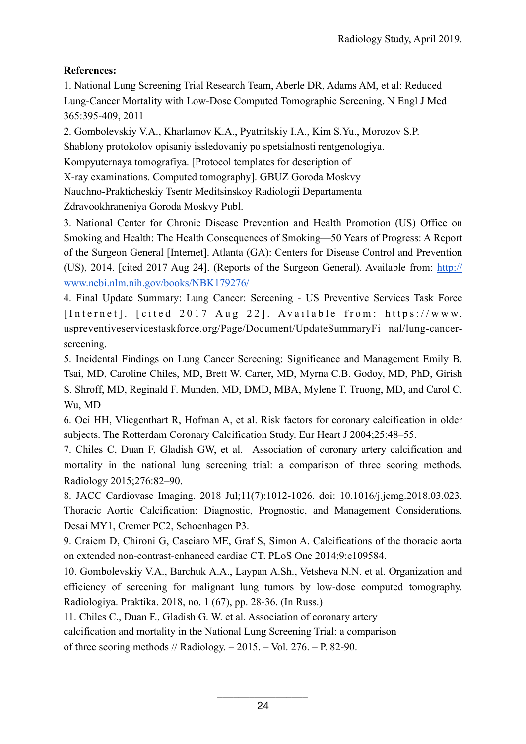**References:**

1. National Lung Screening Trial Research Team, Aberle DR, Adams AM, et al: Reduced Lung-Cancer Mortality with Low-Dose Computed Tomographic Screening. N Engl J Med 365:395-409, 2011

2. Gombolevskiy V.A., Kharlamov K.A., Pyatnitskiy I.A., Kim S.Yu., Morozov S.P. Shablony protokolov opisaniy issledovaniy po spetsialnosti rentgenologiya. Kompyuternaya tomografiya. [Protocol templates for description of X-ray examinations. Computed tomography]. GBUZ Goroda Moskvy Nauchno-Prakticheskiy Tsentr Meditsinskoy Radiologii Departamenta Zdravookhraneniya Goroda Moskvy Publ.

3. National Center for Chronic Disease Prevention and Health Promotion (US) Office on Smoking and Health: The Health Consequences of Smoking—50 Years of Progress: A Report of the Surgeon General [Internet]. Atlanta (GA): Centers for Disease Control and Prevention (US), 2014. [cited 2017 Aug 24]. (Reports of the Surgeon General). Available from: http://www.ncbi.nlm.nih.gov/books/NBK179276/

4. Final Update Summary: Lung Cancer: Screening - US Preventive Services Task Force [Internet]. [cited 2017 Aug 22]. Available from: https://www.uspreventiveservicestaskforce.org/Page/Document/UpdateSummaryFinal/lung-cancer-screening.

5. Incidental Findings on Lung Cancer Screening: Significance and Management Emily B. Tsai, MD, Caroline Chiles, MD, Brett W. Carter, MD, Myrna C.B. Godoy, MD, PhD, Girish S. Shroff, MD, Reginald F. Munden, MD, DMD, MBA, Mylene T. Truong, MD, and Carol C. Wu, MD

6. Oei HH, Vliegenthart R, Hofman A, et al. Risk factors for coronary calcification in older subjects. The Rotterdam Coronary Calcification Study. Eur Heart J 2004;25:48–55.

7. Chiles C, Duan F, Gladish GW, et al. Association of coronary artery calcification and mortality in the national lung screening trial: a comparison of three scoring methods. Radiology 2015;276:82–90.

8. JACC Cardiovasc Imaging. 2018 Jul;11(7):1012-1026. doi: 10.1016/j.jcmg.2018.03.023. Thoracic Aortic Calcification: Diagnostic, Prognostic, and Management Considerations. Desai MY1, Cremer PC2, Schoenhagen P3.

9. Craiem D, Chironi G, Casciaro ME, Graf S, Simon A. Calcifications of the thoracic aorta on extended non-contrast-enhanced cardiac CT. PLoS One 2014;9:e109584.

10. Gombolevskiy V.A., Barchuk A.A., Laypan A.Sh., Vetsheva N.N. et al. Organization and efficiency of screening for malignant lung tumors by low-dose computed tomography. Radiologiya. Praktika. 2018, no. 1 (67), pp. 28-36. (In Russ.)

11. Chiles C., Duan F., Gladish G. W. et al. Association of coronary artery calcification and mortality in the National Lung Screening Trial: a comparison of three scoring methods // Radiology. – 2015. – Vol. 276. – P. 82-90.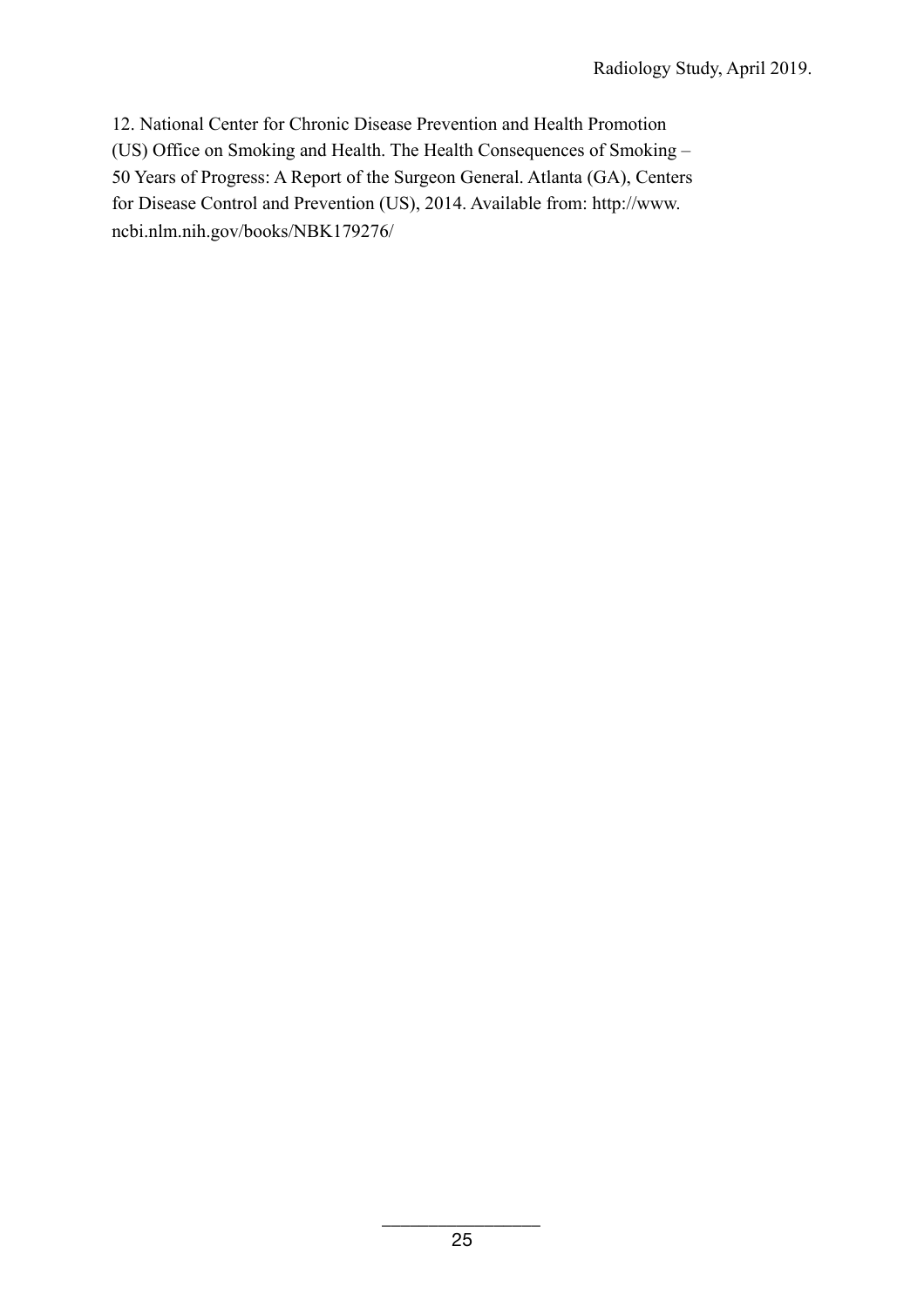12. National Center for Chronic Disease Prevention and Health Promotion (US) Office on Smoking and Health. The Health Consequences of Smoking – 50 Years of Progress: A Report of the Surgeon General. Atlanta (GA), Centers for Disease Control and Prevention (US), 2014. Available from: http://www.ncbi.nlm.nih.gov/books/NBK179276/